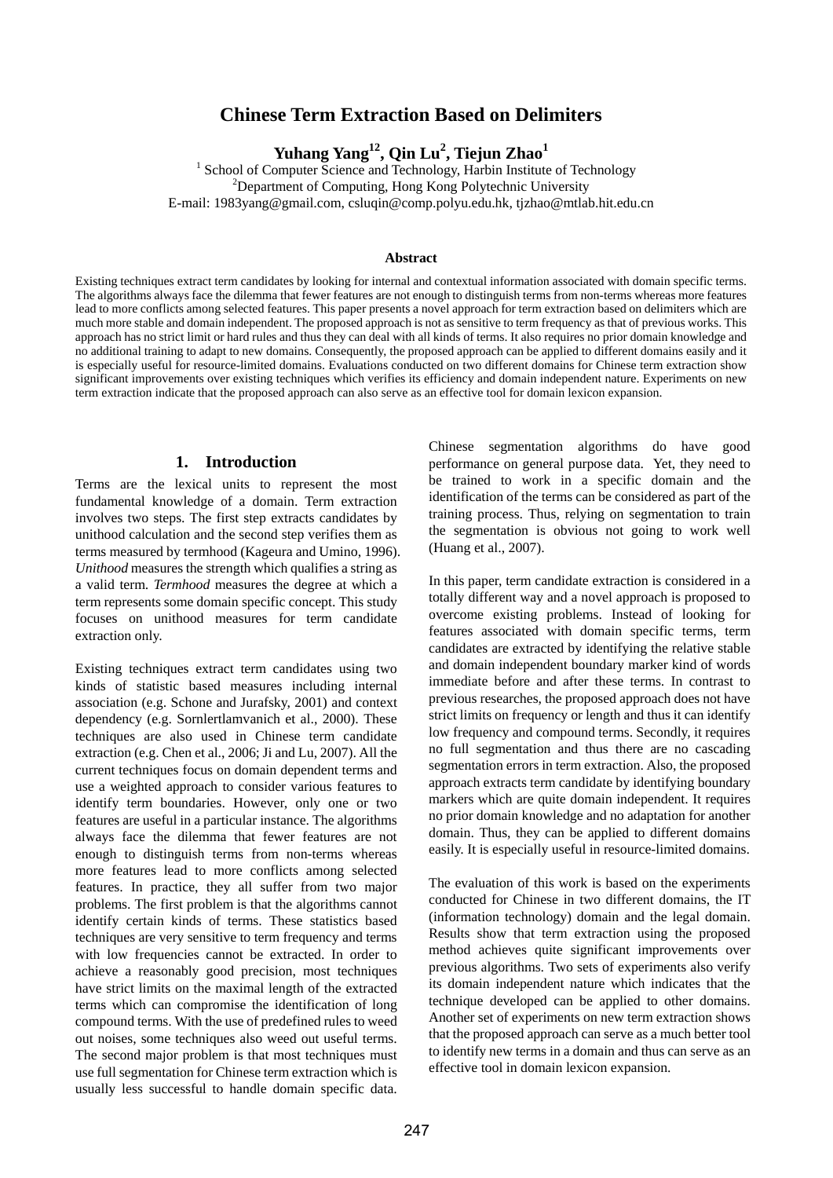# Chinese Term Extraction Based on Delimiters

**Yuhang Yang[12], Qin Lu[2], Tiejun Zhao[1]**

[1] School of Computer Science and Technology, Harbin Institute of Technology

[2]Department of Computing, Hong Kong Polytechnic University

E-mail: 1983yang@gmail.com, csluqin@comp.polyu.edu.hk, tjzhao@mtlab.hit.edu.cn

### Abstract

Existing techniques extract term candidates by looking for internal and contextual information associated with domain specific terms. The algorithms always face the dilemma that fewer features are not enough to distinguish terms from non-terms whereas more features lead to more conflicts among selected features. This paper presents a novel approach for term extraction based on delimiters which are much more stable and domain independent. The proposed approach is not as sensitive to term frequency as that of previous works. This approach has no strict limit or hard rules and thus they can deal with all kinds of terms. It also requires no prior domain knowledge and no additional training to adapt to new domains. Consequently, the proposed approach can be applied to different domains easily and it is especially useful for resource-limited domains. Evaluations conducted on two different domains for Chinese term extraction show significant improvements over existing techniques which verifies its efficiency and domain independent nature. Experiments on new term extraction indicate that the proposed approach can also serve as an effective tool for domain lexicon expansion.

## 1. Introduction

Terms are the lexical units to represent the most fundamental knowledge of a domain. Term extraction involves two steps. The first step extracts candidates by unithood calculation and the second step verifies them as terms measured by termhood (Kageura and Umino, 1996). *Unithood* measures the strength which qualifies a string as a valid term. *Termhood* measures the degree at which a term represents some domain specific concept. This study focuses on unithood measures for term candidate extraction only.

Existing techniques extract term candidates using two kinds of statistic based measures including internal association (e.g. Schone and Jurafsky, 2001) and context dependency (e.g. Sornlertlamvanich et al., 2000). These techniques are also used in Chinese term candidate extraction (e.g. Chen et al., 2006; Ji and Lu, 2007). All the current techniques focus on domain dependent terms and use a weighted approach to consider various features to identify term boundaries. However, only one or two features are useful in a particular instance. The algorithms always face the dilemma that fewer features are not enough to distinguish terms from non-terms whereas more features lead to more conflicts among selected features. In practice, they all suffer from two major problems. The first problem is that the algorithms cannot identify certain kinds of terms. These statistics based techniques are very sensitive to term frequency and terms with low frequencies cannot be extracted. In order to achieve a reasonably good precision, most techniques have strict limits on the maximal length of the extracted terms which can compromise the identification of long compound terms. With the use of predefined rules to weed out noises, some techniques also weed out useful terms. The second major problem is that most techniques must use full segmentation for Chinese term extraction which is usually less successful to handle domain specific data. Chinese segmentation algorithms do have good performance on general purpose data. Yet, they need to be trained to work in a specific domain and the identification of the terms can be considered as part of the training process. Thus, relying on segmentation to train the segmentation is obvious not going to work well (Huang et al., 2007).

In this paper, term candidate extraction is considered in a totally different way and a novel approach is proposed to overcome existing problems. Instead of looking for features associated with domain specific terms, term candidates are extracted by identifying the relative stable and domain independent boundary marker kind of words immediate before and after these terms. In contrast to previous researches, the proposed approach does not have strict limits on frequency or length and thus it can identify low frequency and compound terms. Secondly, it requires no full segmentation and thus there are no cascading segmentation errors in term extraction. Also, the proposed approach extracts term candidate by identifying boundary markers which are quite domain independent. It requires no prior domain knowledge and no adaptation for another domain. Thus, they can be applied to different domains easily. It is especially useful in resource-limited domains.

The evaluation of this work is based on the experiments conducted for Chinese in two different domains, the IT (information technology) domain and the legal domain. Results show that term extraction using the proposed method achieves quite significant improvements over previous algorithms. Two sets of experiments also verify its domain independent nature which indicates that the technique developed can be applied to other domains. Another set of experiments on new term extraction shows that the proposed approach can serve as a much better tool to identify new terms in a domain and thus can serve as an effective tool in domain lexicon expansion.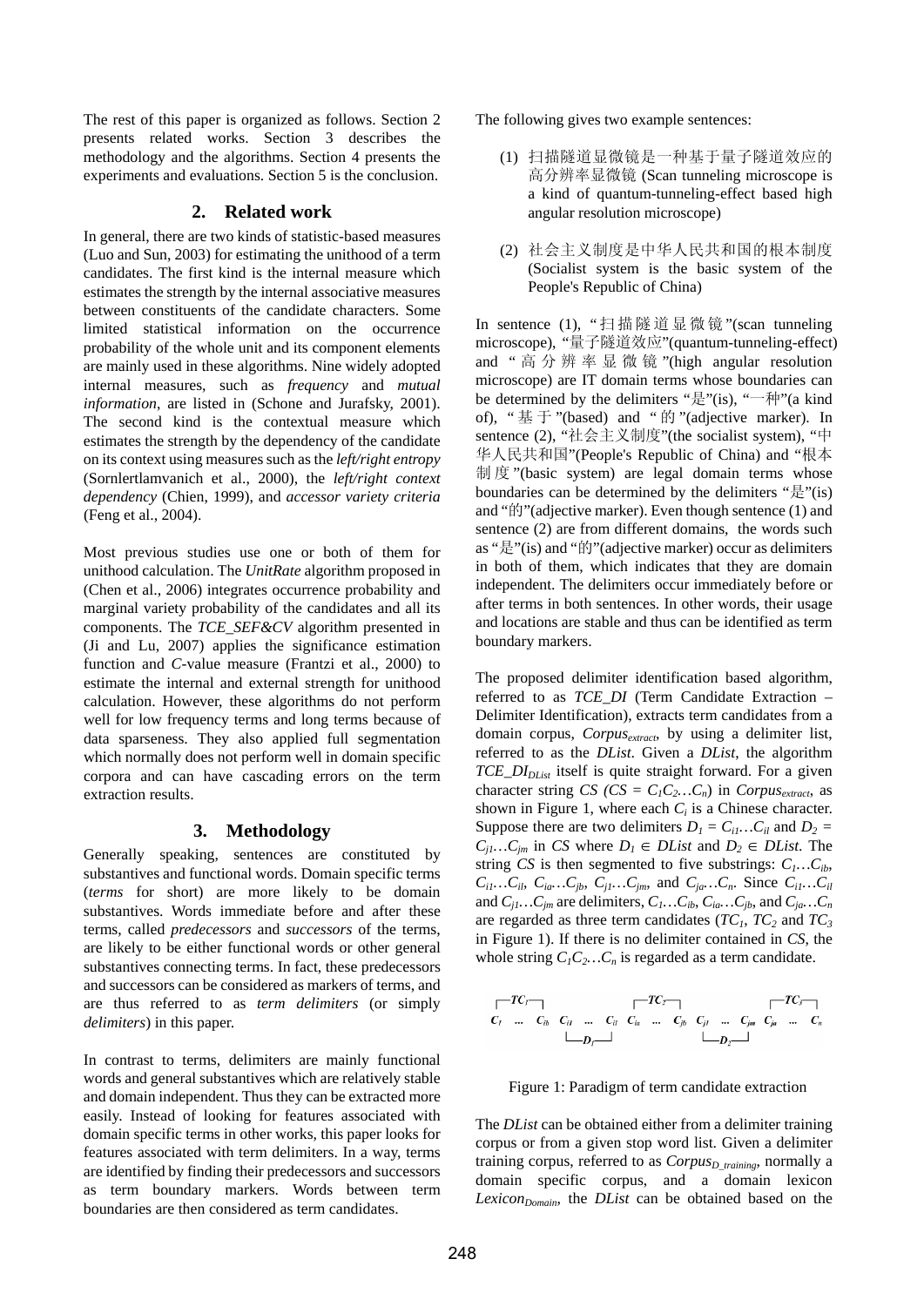The rest of this paper is organized as follows. Section 2 presents related works. Section 3 describes the methodology and the algorithms. Section 4 presents the experiments and evaluations. Section 5 is the conclusion.

## 2. Related work

In general, there are two kinds of statistic-based measures (Luo and Sun, 2003) for estimating the unithood of a term candidates. The first kind is the internal measure which estimates the strength by the internal associative measures between constituents of the candidate characters. Some limited statistical information on the occurrence probability of the whole unit and its component elements are mainly used in these algorithms. Nine widely adopted internal measures, such as *frequency* and *mutual information*, are listed in (Schone and Jurafsky, 2001). The second kind is the contextual measure which estimates the strength by the dependency of the candidate on its context using measures such as the *left/right entropy* (Sornlertlamvanich et al., 2000), the *left/right context dependency* (Chien, 1999), and *accessor variety criteria* (Feng et al., 2004).

Most previous studies use one or both of them for unithood calculation. The *UnitRate* algorithm proposed in (Chen et al., 2006) integrates occurrence probability and marginal variety probability of the candidates and all its components. The *TCE_SEF&CV* algorithm presented in (Ji and Lu, 2007) applies the significance estimation function and *C*-value measure (Frantzi et al., 2000) to estimate the internal and external strength for unithood calculation. However, these algorithms do not perform well for low frequency terms and long terms because of data sparseness. They also applied full segmentation which normally does not perform well in domain specific corpora and can have cascading errors on the term extraction results.

## 3. Methodology

Generally speaking, sentences are constituted by substantives and functional words. Domain specific terms (*terms* for short) are more likely to be domain substantives. Words immediate before and after these terms, called *predecessors* and *successors* of the terms, are likely to be either functional words or other general substantives connecting terms. In fact, these predecessors and successors can be considered as markers of terms, and are thus referred to as *term delimiters* (or simply *delimiters*) in this paper.

In contrast to terms, delimiters are mainly functional words and general substantives which are relatively stable and domain independent. Thus they can be extracted more easily. Instead of looking for features associated with domain specific terms in other works, this paper looks for features associated with term delimiters. In a way, terms are identified by finding their predecessors and successors as term boundary markers. Words between term boundaries are then considered as term candidates.

The following gives two example sentences:

(1) 扫描隧道显微镜是一种基于量子隧道效应的高分辨率显微镜 (Scan tunneling microscope is a kind of quantum-tunneling-effect based high angular resolution microscope)

(2) 社会主义制度是中华人民共和国的根本制度 (Socialist system is the basic system of the People's Republic of China)

In sentence (1), "扫描隧道显微镜"(scan tunneling microscope), "量子隧道效应"(quantum-tunneling-effect) and "高分辨率显微镜"(high angular resolution microscope) are IT domain terms whose boundaries can be determined by the delimiters "是"(is), "一种"(a kind of), "基于"(based) and "的"(adjective marker). In sentence (2), "社会主义制度"(the socialist system), "中华人民共和国"(People's Republic of China) and "根本制度"(basic system) are legal domain terms whose boundaries can be determined by the delimiters "是"(is) and "的"(adjective marker). Even though sentence (1) and sentence (2) are from different domains, the words such as "是"(is) and "的"(adjective marker) occur as delimiters in both of them, which indicates that they are domain independent. The delimiters occur immediately before or after terms in both sentences. In other words, their usage and locations are stable and thus can be identified as term boundary markers.

The proposed delimiter identification based algorithm, referred to as *TCE_DI* (Term Candidate Extraction – Delimiter Identification), extracts term candidates from a domain corpus, $Corpus_{extract}$, by using a delimiter list, referred to as the *DList*. Given a *DList*, the algorithm $TCE\_DI_{DList}$ itself is quite straight forward. For a given character string $CS$ ($CS = C_1C_2…C_n$) in $Corpus_{extract}$, as shown in Figure 1, where each $C_i$ is a Chinese character. Suppose there are two delimiters $D_1 = C_{i1}…C_{il}$ and $D_2 = C_{j1}…C_{jm}$ in $CS$ where $D_1 \in DList$ and $D_2 \in DList$. The string $CS$ is then segmented to five substrings: $C_1…C_{ib}$, $C_{i1}…C_{il}$, $C_{ia}…C_{jb}$, $C_{j1}…C_{jm}$, and $C_{ja}…C_n$. Since $C_{i1}…C_{il}$ and $C_{j1}…C_{jm}$ are delimiters, $C_1…C_{ib}$, $C_{ia}…C_{jb}$, and $C_{ja}…C_n$ are regarded as three term candidates ($TC_1$, $TC_2$ and $TC_3$ in Figure 1). If there is no delimiter contained in $CS$, the whole string $C_1C_2…C_n$ is regarded as a term candidate.

$$\overbrace{C_1 \; ... \; C_{ib}}^{TC_1} \; \underbrace{C_{i1} \; ... \; C_{il}}_{D_1} \; \overbrace{C_{ia} \; ... \; C_{jb}}^{TC_2} \; \underbrace{C_{j1} \; ... \; C_{jm}}_{D_2} \; \overbrace{C_{ja} \; ... \; C_n}^{TC_3}$$

Figure 1: Paradigm of term candidate extraction

The *DList* can be obtained either from a delimiter training corpus or from a given stop word list. Given a delimiter training corpus, referred to as $Corpus_{D\_training}$, normally a domain specific corpus, and a domain lexicon $Lexicon_{Domain}$, the *DList* can be obtained based on the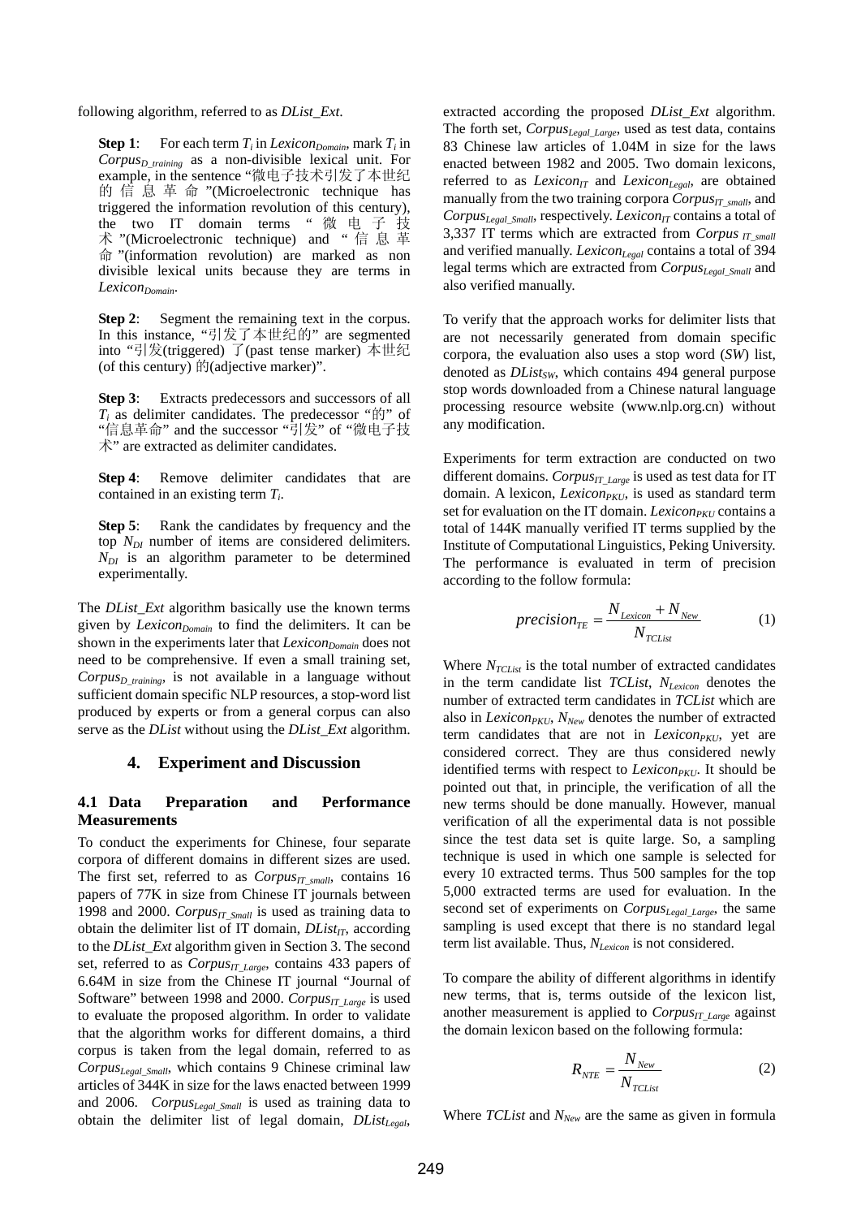following algorithm, referred to as *DList_Ext*.

**Step 1**: For each term $T_i$ in $Lexicon_{Domain}$, mark $T_i$ in $Corpus_{D\_training}$ as a non-divisible lexical unit. For example, in the sentence "微电子技术引发了本世纪的信息革命"(Microelectronic technique has triggered the information revolution of this century), the two IT domain terms "微电子技术"(Microelectronic technique) and "信息革命"(information revolution) are marked as non divisible lexical units because they are terms in $Lexicon_{Domain}$.

**Step 2**: Segment the remaining text in the corpus. In this instance, "引发了本世纪的" are segmented into "引发(triggered) 了(past tense marker) 本世纪(of this century) 的(adjective marker)".

**Step 3**: Extracts predecessors and successors of all $T_i$ as delimiter candidates. The predecessor "的" of "信息革命" and the successor "引发" of "微电子技术" are extracted as delimiter candidates.

**Step 4**: Remove delimiter candidates that are contained in an existing term $T_i$.

**Step 5**: Rank the candidates by frequency and the top $N_{DI}$ number of items are considered delimiters. $N_{DI}$ is an algorithm parameter to be determined experimentally.

The *DList_Ext* algorithm basically use the known terms given by $Lexicon_{Domain}$ to find the delimiters. It can be shown in the experiments later that $Lexicon_{Domain}$ does not need to be comprehensive. If even a small training set, $Corpus_{D\_training}$, is not available in a language without sufficient domain specific NLP resources, a stop-word list produced by experts or from a general corpus can also serve as the *DList* without using the *DList_Ext* algorithm.

## 4. Experiment and Discussion

### 4.1 Data Preparation and Performance Measurements

To conduct the experiments for Chinese, four separate corpora of different domains in different sizes are used. The first set, referred to as $Corpus_{IT\_small}$, contains 16 papers of 77K in size from Chinese IT journals between 1998 and 2000. $Corpus_{IT\_Small}$ is used as training data to obtain the delimiter list of IT domain, $DList_{IT}$, according to the *DList_Ext* algorithm given in Section 3. The second set, referred to as $Corpus_{IT\_Large}$, contains 433 papers of 6.64M in size from the Chinese IT journal "Journal of Software" between 1998 and 2000. $Corpus_{IT\_Large}$ is used to evaluate the proposed algorithm. In order to validate that the algorithm works for different domains, a third corpus is taken from the legal domain, referred to as $Corpus_{Legal\_Small}$, which contains 9 Chinese criminal law articles of 344K in size for the laws enacted between 1999 and 2006. $Corpus_{Legal\_Small}$ is used as training data to obtain the delimiter list of legal domain, $DList_{Legal}$, extracted according the proposed *DList_Ext* algorithm. The forth set, $Corpus_{Legal\_Large}$, used as test data, contains 83 Chinese law articles of 1.04M in size for the laws enacted between 1982 and 2005. Two domain lexicons, referred to as $Lexicon_{IT}$ and $Lexicon_{Legal}$, are obtained manually from the two training corpora $Corpus_{IT\_small}$, and $Corpus_{Legal\_Small}$, respectively. $Lexicon_{IT}$ contains a total of 3,337 IT terms which are extracted from $Corpus_{IT\_small}$ and verified manually. $Lexicon_{Legal}$ contains a total of 394 legal terms which are extracted from $Corpus_{Legal\_Small}$ and also verified manually.

To verify that the approach works for delimiter lists that are not necessarily generated from domain specific corpora, the evaluation also uses a stop word (*SW*) list, denoted as $DList_{SW}$, which contains 494 general purpose stop words downloaded from a Chinese natural language processing resource website (www.nlp.org.cn) without any modification.

Experiments for term extraction are conducted on two different domains. $Corpus_{IT\_Large}$ is used as test data for IT domain. A lexicon, $Lexicon_{PKU}$, is used as standard term set for evaluation on the IT domain. $Lexicon_{PKU}$ contains a total of 144K manually verified IT terms supplied by the Institute of Computational Linguistics, Peking University. The performance is evaluated in term of precision according to the follow formula:

$$precision_{TE} = \frac{N_{Lexicon} + N_{New}}{N_{TCList}} \qquad (1)$$

Where $N_{TCList}$ is the total number of extracted candidates in the term candidate list *TCList*, $N_{Lexicon}$ denotes the number of extracted term candidates in *TCList* which are also in $Lexicon_{PKU}$, $N_{New}$ denotes the number of extracted term candidates that are not in $Lexicon_{PKU}$, yet are considered correct. They are thus considered newly identified terms with respect to $Lexicon_{PKU}$. It should be pointed out that, in principle, the verification of all the new terms should be done manually. However, manual verification of all the experimental data is not possible since the test data set is quite large. So, a sampling technique is used in which one sample is selected for every 10 extracted terms. Thus 500 samples for the top 5,000 extracted terms are used for evaluation. In the second set of experiments on $Corpus_{Legal\_Large}$, the same sampling is used except that there is no standard legal term list available. Thus, $N_{Lexicon}$ is not considered.

To compare the ability of different algorithms in identify new terms, that is, terms outside of the lexicon list, another measurement is applied to $Corpus_{IT\_Large}$ against the domain lexicon based on the following formula:

$$R_{NTE} = \frac{N_{New}}{N_{TCList}} \qquad (2)$$

Where *TCList* and $N_{New}$ are the same as given in formula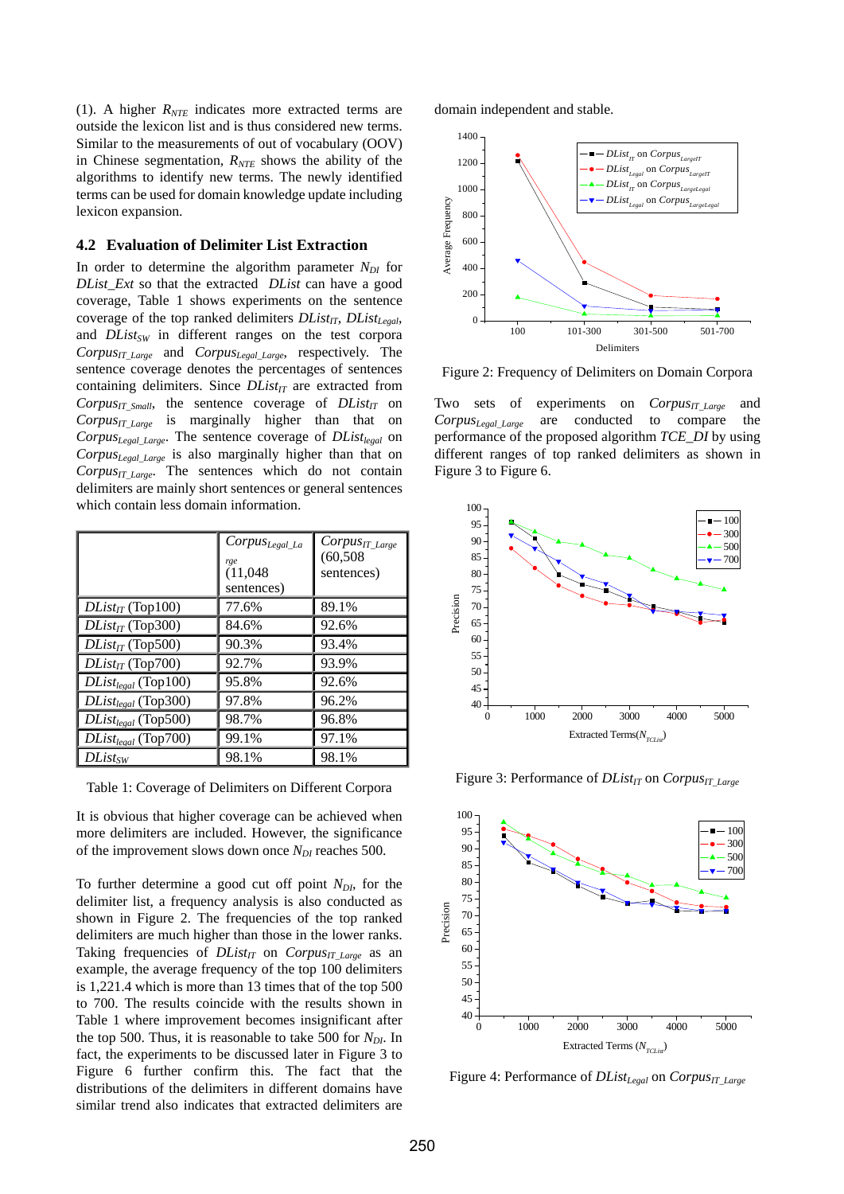(1). A higher $R_{NTE}$ indicates more extracted terms are outside the lexicon list and is thus considered new terms. Similar to the measurements of out of vocabulary (OOV) in Chinese segmentation, $R_{NTE}$ shows the ability of the algorithms to identify new terms. The newly identified terms can be used for domain knowledge update including lexicon expansion.

### 4.2 Evaluation of Delimiter List Extraction

In order to determine the algorithm parameter $N_{DI}$ for *DList_Ext* so that the extracted *DList* can have a good coverage, Table 1 shows experiments on the sentence coverage of the top ranked delimiters $DList_{IT}$, $DList_{Legal}$, and $DList_{SW}$ in different ranges on the test corpora $Corpus_{IT\_Large}$ and $Corpus_{Legal\_Large}$, respectively. The sentence coverage denotes the percentages of sentences containing delimiters. Since $DList_{IT}$ are extracted from $Corpus_{IT\_Small}$, the sentence coverage of $DList_{IT}$ on $Corpus_{IT\_Large}$ is marginally higher than that on $Corpus_{Legal\_Large}$. The sentence coverage of $DList_{legal}$ on $Corpus_{Legal\_Large}$ is also marginally higher than that on $Corpus_{IT\_Large}$. The sentences which do not contain delimiters are mainly short sentences or general sentences which contain less domain information.

| | $Corpus_{Legal\_Large}$ (11,048 sentences) | $Corpus_{IT\_Large}$ (60,508 sentences) |
|---|---|---|
| $DList_{IT}$ (Top100) | 77.6% | 89.1% |
| $DList_{IT}$ (Top300) | 84.6% | 92.6% |
| $DList_{IT}$ (Top500) | 90.3% | 93.4% |
| $DList_{IT}$ (Top700) | 92.7% | 93.9% |
| $DList_{legal}$ (Top100) | 95.8% | 92.6% |
| $DList_{legal}$ (Top300) | 97.8% | 96.2% |
| $DList_{legal}$ (Top500) | 98.7% | 96.8% |
| $DList_{legal}$ (Top700) | 99.1% | 97.1% |
| $DList_{SW}$ | 98.1% | 98.1% |

Table 1: Coverage of Delimiters on Different Corpora

It is obvious that higher coverage can be achieved when more delimiters are included. However, the significance of the improvement slows down once $N_{DI}$ reaches 500.

To further determine a good cut off point $N_{DI}$, for the delimiter list, a frequency analysis is also conducted as shown in Figure 2. The frequencies of the top ranked delimiters are much higher than those in the lower ranks. Taking frequencies of $DList_{IT}$ on $Corpus_{IT\_Large}$ as an example, the average frequency of the top 100 delimiters is 1,221.4 which is more than 13 times that of the top 500 to 700. The results coincide with the results shown in Table 1 where improvement becomes insignificant after the top 500. Thus, it is reasonable to take 500 for $N_{DI}$. In fact, the experiments to be discussed later in Figure 3 to Figure 6 further confirm this. The fact that the distributions of the delimiters in different domains have similar trend also indicates that extracted delimiters are domain independent and stable.

Figure 2: Frequency of Delimiters on Domain Corpora

Two sets of experiments on $Corpus_{IT\_Large}$ and $Corpus_{Legal\_Large}$ are conducted to compare the performance of the proposed algorithm *TCE_DI* by using different ranges of top ranked delimiters as shown in Figure 3 to Figure 6.

Figure 3: Performance of $DList_{IT}$ on $Corpus_{IT\_Large}$

Figure 4: Performance of $DList_{Legal}$ on $Corpus_{IT\_Large}$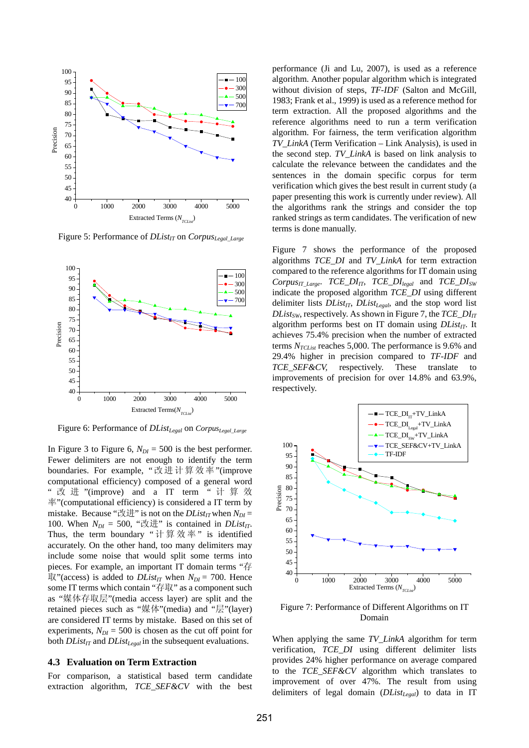Figure 5: Performance of $DList_{IT}$ on $Corpus_{Legal\_Large}$

Figure 6: Performance of $DList_{Legal}$ on $Corpus_{Legal\_Large}$

In Figure 3 to Figure 6, $N_{DI}$ = 500 is the best performer. Fewer delimiters are not enough to identify the term boundaries. For example, "改进计算效率"(improve computational efficiency) composed of a general word "改进"(improve) and a IT term "计算效率"(computational efficiency) is considered a IT term by mistake. Because "改进" is not on the $DList_{IT}$ when $N_{DI}$ = 100. When $N_{DI}$ = 500, "改进" is contained in $DList_{IT}$. Thus, the term boundary "计算效率" is identified accurately. On the other hand, too many delimiters may include some noise that would split some terms into pieces. For example, an important IT domain terms "存取"(access) is added to $DList_{IT}$ when $N_{DI}$ = 700. Hence some IT terms which contain "存取" as a component such as "媒体存取层"(media access layer) are split and the retained pieces such as "媒体"(media) and "层"(layer) are considered IT terms by mistake. Based on this set of experiments, $N_{DI}$ = 500 is chosen as the cut off point for both $DList_{IT}$ and $DList_{Legal}$ in the subsequent evaluations.

## 4.3 Evaluation on Term Extraction

For comparison, a statistical based term candidate extraction algorithm, *TCE_SEF&CV* with the best performance (Ji and Lu, 2007), is used as a reference algorithm. Another popular algorithm which is integrated without division of steps, *TF-IDF* (Salton and McGill, 1983; Frank et al., 1999) is used as a reference method for term extraction. All the proposed algorithms and the reference algorithms need to run a term verification algorithm. For fairness, the term verification algorithm *TV_LinkA* (Term Verification – Link Analysis), is used in the second step. *TV_LinkA* is based on link analysis to calculate the relevance between the candidates and the sentences in the domain specific corpus for term verification which gives the best result in current study (a paper presenting this work is currently under review). All the algorithms rank the strings and consider the top ranked strings as term candidates. The verification of new terms is done manually.

Figure 7 shows the performance of the proposed algorithms *TCE_DI* and *TV_LinkA* for term extraction compared to the reference algorithms for IT domain using $Corpus_{IT\_Large}$. $TCE\_DI_{IT}$, $TCE\_DI_{legal}$ and $TCE\_DI_{SW}$ indicate the proposed algorithm *TCE_DI* using different delimiter lists $DList_{IT}$, $DList_{Legal}$, and the stop word list $DList_{SW}$, respectively. As shown in Figure 7, the $TCE\_DI_{IT}$ algorithm performs best on IT domain using $DList_{IT}$. It achieves 75.4% precision when the number of extracted terms $N_{TCList}$ reaches 5,000. The performance is 9.6% and 29.4% higher in precision compared to *TF-IDF* and *TCE_SEF&CV*, respectively. These translate to improvements of precision for over 14.8% and 63.9%, respectively.

Figure 7: Performance of Different Algorithms on IT Domain

When applying the same *TV_LinkA* algorithm for term verification, *TCE_DI* using different delimiter lists provides 24% higher performance on average compared to the *TCE_SEF&CV* algorithm which translates to improvement of over 47%. The result from using delimiters of legal domain ($DList_{Legal}$) to data in IT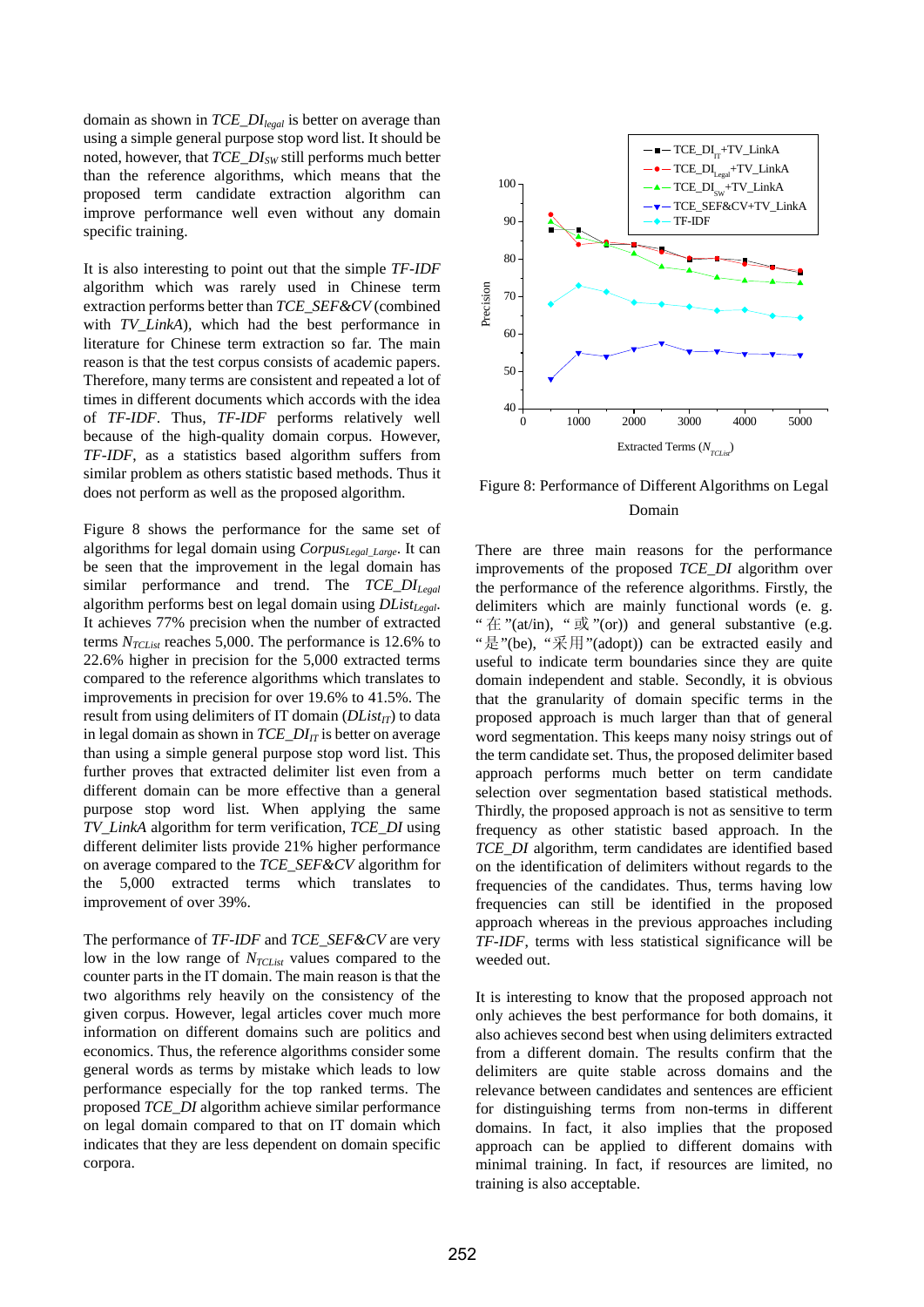domain as shown in $TCE\_DI_{legal}$ is better on average than using a simple general purpose stop word list. It should be noted, however, that $TCE\_DI_{SW}$ still performs much better than the reference algorithms, which means that the proposed term candidate extraction algorithm can improve performance well even without any domain specific training.

It is also interesting to point out that the simple *TF-IDF* algorithm which was rarely used in Chinese term extraction performs better than *TCE_SEF&CV* (combined with *TV_LinkA*), which had the best performance in literature for Chinese term extraction so far. The main reason is that the test corpus consists of academic papers. Therefore, many terms are consistent and repeated a lot of times in different documents which accords with the idea of *TF-IDF*. Thus, *TF-IDF* performs relatively well because of the high-quality domain corpus. However, *TF-IDF*, as a statistics based algorithm suffers from similar problem as others statistic based methods. Thus it does not perform as well as the proposed algorithm.

Figure 8 shows the performance for the same set of algorithms for legal domain using $Corpus_{Legal\_Large}$. It can be seen that the improvement in the legal domain has similar performance and trend. The $TCE\_DI_{Legal}$ algorithm performs best on legal domain using $DList_{Legal}$. It achieves 77% precision when the number of extracted terms $N_{TCList}$ reaches 5,000. The performance is 12.6% to 22.6% higher in precision for the 5,000 extracted terms compared to the reference algorithms which translates to improvements in precision for over 19.6% to 41.5%. The result from using delimiters of IT domain ($DList_{IT}$) to data in legal domain as shown in $TCE\_DI_{IT}$ is better on average than using a simple general purpose stop word list. This further proves that extracted delimiter list even from a different domain can be more effective than a general purpose stop word list. When applying the same *TV_LinkA* algorithm for term verification, *TCE_DI* using different delimiter lists provide 21% higher performance on average compared to the *TCE_SEF&CV* algorithm for the 5,000 extracted terms which translates to improvement of over 39%.

The performance of *TF-IDF* and *TCE_SEF&CV* are very low in the low range of $N_{TCList}$ values compared to the counter parts in the IT domain. The main reason is that the two algorithms rely heavily on the consistency of the given corpus. However, legal articles cover much more information on different domains such are politics and economics. Thus, the reference algorithms consider some general words as terms by mistake which leads to low performance especially for the top ranked terms. The proposed *TCE_DI* algorithm achieve similar performance on legal domain compared to that on IT domain which indicates that they are less dependent on domain specific corpora.

Figure 8: Performance of Different Algorithms on Legal Domain

There are three main reasons for the performance improvements of the proposed *TCE_DI* algorithm over the performance of the reference algorithms. Firstly, the delimiters which are mainly functional words (e. g. "在"(at/in), "或"(or)) and general substantive (e.g. "是"(be), "采用"(adopt)) can be extracted easily and useful to indicate term boundaries since they are quite domain independent and stable. Secondly, it is obvious that the granularity of domain specific terms in the proposed approach is much larger than that of general word segmentation. This keeps many noisy strings out of the term candidate set. Thus, the proposed delimiter based approach performs much better on term candidate selection over segmentation based statistical methods. Thirdly, the proposed approach is not as sensitive to term frequency as other statistic based approach. In the *TCE_DI* algorithm, term candidates are identified based on the identification of delimiters without regards to the frequencies of the candidates. Thus, terms having low frequencies can still be identified in the proposed approach whereas in the previous approaches including *TF-IDF*, terms with less statistical significance will be weeded out.

It is interesting to know that the proposed approach not only achieves the best performance for both domains, it also achieves second best when using delimiters extracted from a different domain. The results confirm that the delimiters are quite stable across domains and the relevance between candidates and sentences are efficient for distinguishing terms from non-terms in different domains. In fact, it also implies that the proposed approach can be applied to different domains with minimal training. In fact, if resources are limited, no training is also acceptable.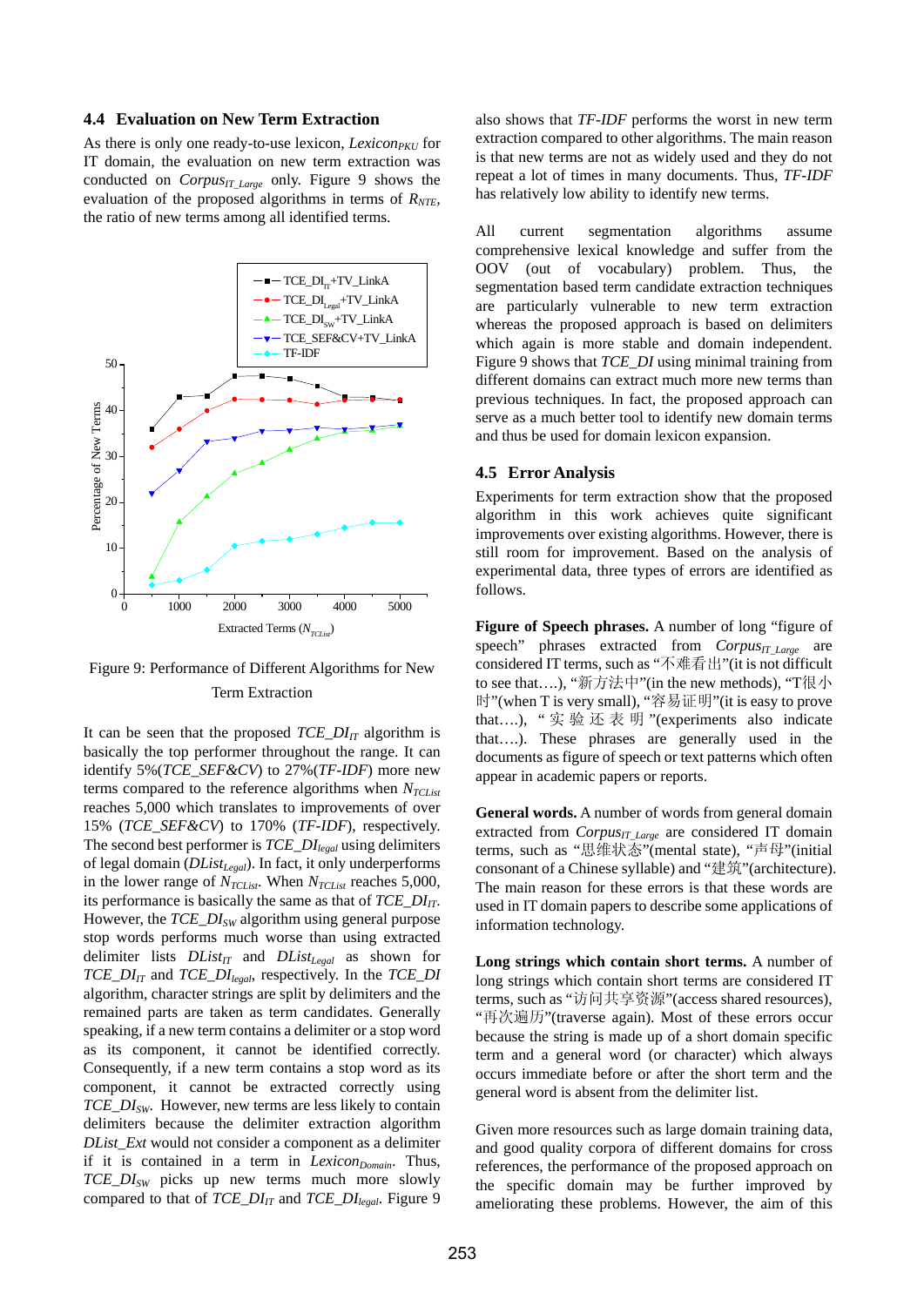### 4.4 Evaluation on New Term Extraction

As there is only one ready-to-use lexicon, $Lexicon_{PKU}$ for IT domain, the evaluation on new term extraction was conducted on $Corpus_{IT\_Large}$ only. Figure 9 shows the evaluation of the proposed algorithms in terms of $R_{NTE}$, the ratio of new terms among all identified terms.

Figure 9: Performance of Different Algorithms for New Term Extraction

It can be seen that the proposed $TCE\_DI_{IT}$ algorithm is basically the top performer throughout the range. It can identify 5%($TCE\_SEF\&CV$) to 27%($TF$-$IDF$) more new terms compared to the reference algorithms when $N_{TCList}$ reaches 5,000 which translates to improvements of over 15% ($TCE\_SEF\&CV$) to 170% ($TF$-$IDF$), respectively. The second best performer is $TCE\_DI_{legal}$ using delimiters of legal domain ($DList_{Legal}$). In fact, it only underperforms in the lower range of $N_{TCList}$. When $N_{TCList}$ reaches 5,000, its performance is basically the same as that of $TCE\_DI_{IT}$. However, the $TCE\_DI_{SW}$ algorithm using general purpose stop words performs much worse than using extracted delimiter lists $DList_{IT}$ and $DList_{Legal}$ as shown for $TCE\_DI_{IT}$ and $TCE\_DI_{legal}$, respectively. In the $TCE\_DI$ algorithm, character strings are split by delimiters and the remained parts are taken as term candidates. Generally speaking, if a new term contains a delimiter or a stop word as its component, it cannot be identified correctly. Consequently, if a new term contains a stop word as its component, it cannot be extracted correctly using $TCE\_DI_{SW}$. However, new terms are less likely to contain delimiters because the delimiter extraction algorithm $DList\_Ext$ would not consider a component as a delimiter if it is contained in a term in $Lexicon_{Domain}$. Thus, $TCE\_DI_{SW}$ picks up new terms much more slowly compared to that of $TCE\_DI_{IT}$ and $TCE\_DI_{legal}$. Figure 9 also shows that $TF$-$IDF$ performs the worst in new term extraction compared to other algorithms. The main reason is that new terms are not as widely used and they do not repeat a lot of times in many documents. Thus, $TF$-$IDF$ has relatively low ability to identify new terms.

All current segmentation algorithms assume comprehensive lexical knowledge and suffer from the OOV (out of vocabulary) problem. Thus, the segmentation based term candidate extraction techniques are particularly vulnerable to new term extraction whereas the proposed approach is based on delimiters which again is more stable and domain independent. Figure 9 shows that $TCE\_DI$ using minimal training from different domains can extract much more new terms than previous techniques. In fact, the proposed approach can serve as a much better tool to identify new domain terms and thus be used for domain lexicon expansion.

### 4.5 Error Analysis

Experiments for term extraction show that the proposed algorithm in this work achieves quite significant improvements over existing algorithms. However, there is still room for improvement. Based on the analysis of experimental data, three types of errors are identified as follows.

**Figure of Speech phrases.** A number of long "figure of speech" phrases extracted from $Corpus_{IT\_Large}$ are considered IT terms, such as "不难看出"(it is not difficult to see that….), "新方法中"(in the new methods), "T很小时"(when T is very small), "容易证明"(it is easy to prove that….), "实验还表明"(experiments also indicate that….). These phrases are generally used in the documents as figure of speech or text patterns which often appear in academic papers or reports.

**General words.** A number of words from general domain extracted from $Corpus_{IT\_Large}$ are considered IT domain terms, such as "思维状态"(mental state), "声母"(initial consonant of a Chinese syllable) and "建筑"(architecture). The main reason for these errors is that these words are used in IT domain papers to describe some applications of information technology.

**Long strings which contain short terms.** A number of long strings which contain short terms are considered IT terms, such as "访问共享资源"(access shared resources), "再次遍历"(traverse again). Most of these errors occur because the string is made up of a short domain specific term and a general word (or character) which always occurs immediate before or after the short term and the general word is absent from the delimiter list.

Given more resources such as large domain training data, and good quality corpora of different domains for cross references, the performance of the proposed approach on the specific domain may be further improved by ameliorating these problems. However, the aim of this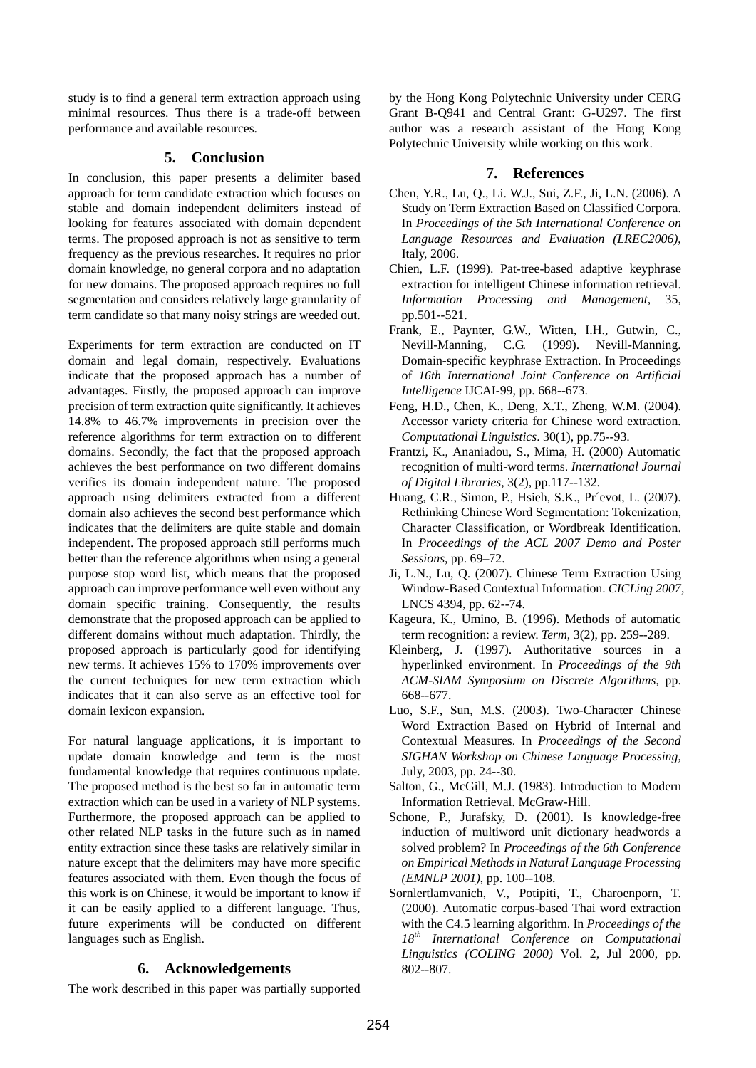study is to find a general term extraction approach using minimal resources. Thus there is a trade-off between performance and available resources.

## 5. Conclusion

In conclusion, this paper presents a delimiter based approach for term candidate extraction which focuses on stable and domain independent delimiters instead of looking for features associated with domain dependent terms. The proposed approach is not as sensitive to term frequency as the previous researches. It requires no prior domain knowledge, no general corpora and no adaptation for new domains. The proposed approach requires no full segmentation and considers relatively large granularity of term candidate so that many noisy strings are weeded out.

Experiments for term extraction are conducted on IT domain and legal domain, respectively. Evaluations indicate that the proposed approach has a number of advantages. Firstly, the proposed approach can improve precision of term extraction quite significantly. It achieves 14.8% to 46.7% improvements in precision over the reference algorithms for term extraction on to different domains. Secondly, the fact that the proposed approach achieves the best performance on two different domains verifies its domain independent nature. The proposed approach using delimiters extracted from a different domain also achieves the second best performance which indicates that the delimiters are quite stable and domain independent. The proposed approach still performs much better than the reference algorithms when using a general purpose stop word list, which means that the proposed approach can improve performance well even without any domain specific training. Consequently, the results demonstrate that the proposed approach can be applied to different domains without much adaptation. Thirdly, the proposed approach is particularly good for identifying new terms. It achieves 15% to 170% improvements over the current techniques for new term extraction which indicates that it can also serve as an effective tool for domain lexicon expansion.

For natural language applications, it is important to update domain knowledge and term is the most fundamental knowledge that requires continuous update. The proposed method is the best so far in automatic term extraction which can be used in a variety of NLP systems. Furthermore, the proposed approach can be applied to other related NLP tasks in the future such as in named entity extraction since these tasks are relatively similar in nature except that the delimiters may have more specific features associated with them. Even though the focus of this work is on Chinese, it would be important to know if it can be easily applied to a different language. Thus, future experiments will be conducted on different languages such as English.

## 6. Acknowledgements

The work described in this paper was partially supported by the Hong Kong Polytechnic University under CERG Grant B-Q941 and Central Grant: G-U297. The first author was a research assistant of the Hong Kong Polytechnic University while working on this work.

## 7. References

Chen, Y.R., Lu, Q., Li. W.J., Sui, Z.F., Ji, L.N. (2006). A Study on Term Extraction Based on Classified Corpora. In *Proceedings of the 5th International Conference on Language Resources and Evaluation (LREC2006)*, Italy, 2006.

Chien, L.F. (1999). Pat-tree-based adaptive keyphrase extraction for intelligent Chinese information retrieval. *Information Processing and Management*, 35, pp.501--521.

Frank, E., Paynter, G.W., Witten, I.H., Gutwin, C., Nevill-Manning, C.G. (1999). Nevill-Manning. Domain-specific keyphrase Extraction. In Proceedings of *16th International Joint Conference on Artificial Intelligence* IJCAI-99, pp. 668--673.

Feng, H.D., Chen, K., Deng, X.T., Zheng, W.M. (2004). Accessor variety criteria for Chinese word extraction. *Computational Linguistics*. 30(1), pp.75--93.

Frantzi, K., Ananiadou, S., Mima, H. (2000) Automatic recognition of multi-word terms. *International Journal of Digital Libraries*, 3(2), pp.117--132.

Huang, C.R., Simon, P., Hsieh, S.K., Pr´evot, L. (2007). Rethinking Chinese Word Segmentation: Tokenization, Character Classification, or Wordbreak Identification. In *Proceedings of the ACL 2007 Demo and Poster Sessions*, pp. 69–72.

Ji, L.N., Lu, Q. (2007). Chinese Term Extraction Using Window-Based Contextual Information. *CICLing 2007*, LNCS 4394, pp. 62--74.

Kageura, K., Umino, B. (1996). Methods of automatic term recognition: a review. *Term*, 3(2), pp. 259--289.

Kleinberg, J. (1997). Authoritative sources in a hyperlinked environment. In *Proceedings of the 9th ACM-SIAM Symposium on Discrete Algorithms*, pp. 668--677.

Luo, S.F., Sun, M.S. (2003). Two-Character Chinese Word Extraction Based on Hybrid of Internal and Contextual Measures. In *Proceedings of the Second SIGHAN Workshop on Chinese Language Processing*, July, 2003, pp. 24--30.

Salton, G., McGill, M.J. (1983). Introduction to Modern Information Retrieval. McGraw-Hill.

Schone, P., Jurafsky, D. (2001). Is knowledge-free induction of multiword unit dictionary headwords a solved problem? In *Proceedings of the 6th Conference on Empirical Methods in Natural Language Processing (EMNLP 2001)*, pp. 100--108.

Sornlertlamvanich, V., Potipiti, T., Charoenporn, T. (2000). Automatic corpus-based Thai word extraction with the C4.5 learning algorithm. In *Proceedings of the 18th International Conference on Computational Linguistics (COLING 2000)* Vol. 2, Jul 2000, pp. 802--807.